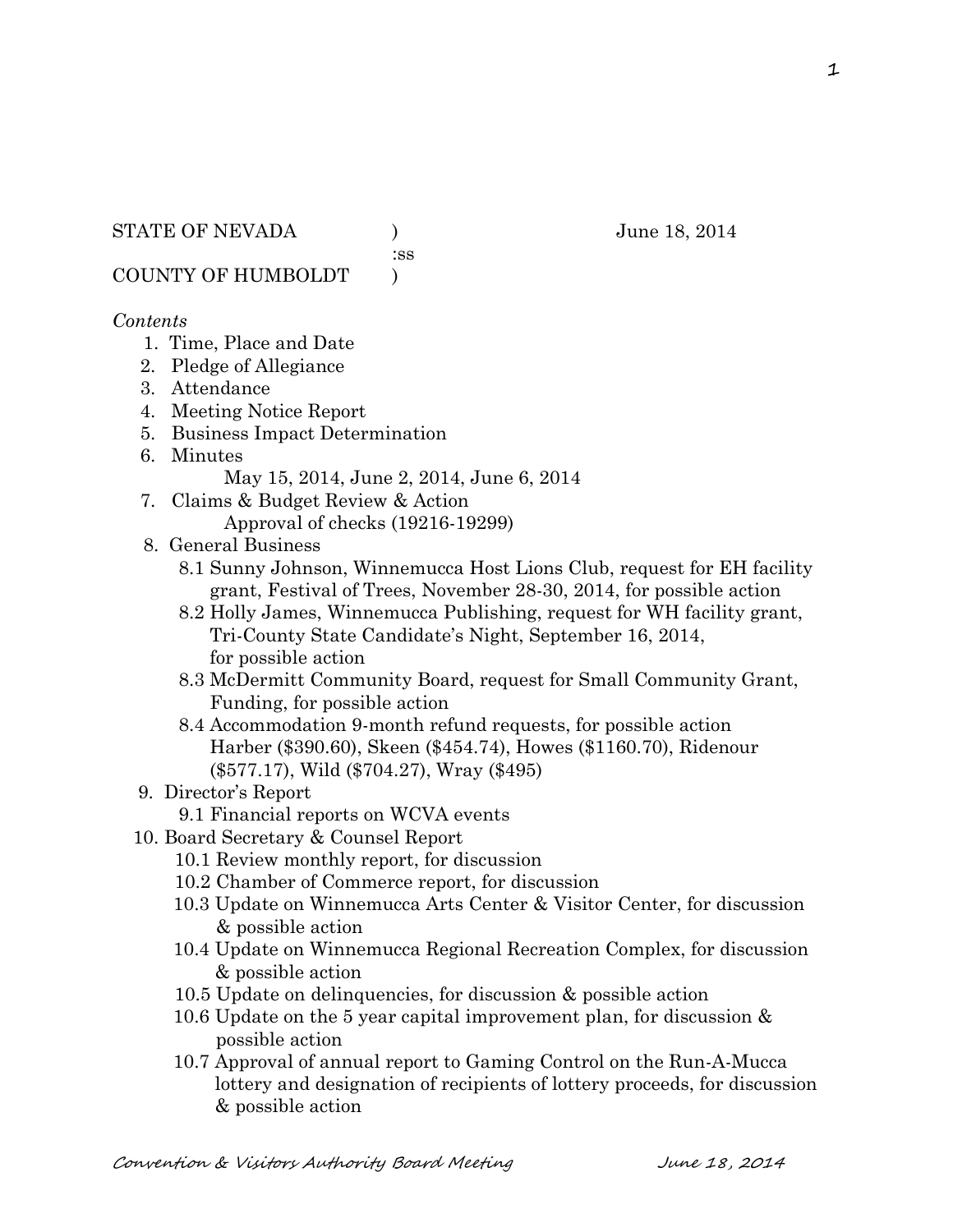STATE OF NEVADA )  June 18, 2014
:ss
COUNTY OF HUMBOLDT )

*Contents*

1. Time, Place and Date
2. Pledge of Allegiance
3. Attendance
4. Meeting Notice Report
5. Business Impact Determination
6. Minutes
   May 15, 2014, June 2, 2014, June 6, 2014
7. Claims & Budget Review & Action
   Approval of checks (19216-19299)
8. General Business
   - 8.1 Sunny Johnson, Winnemucca Host Lions Club, request for EH facility grant, Festival of Trees, November 28-30, 2014, for possible action
   - 8.2 Holly James, Winnemucca Publishing, request for WH facility grant, Tri-County State Candidate's Night, September 16, 2014, for possible action
   - 8.3 McDermitt Community Board, request for Small Community Grant, Funding, for possible action
   - 8.4 Accommodation 9-month refund requests, for possible action Harber ($390.60), Skeen ($454.74), Howes ($1160.70), Ridenour ($577.17), Wild ($704.27), Wray ($495)
9. Director's Report
   - 9.1 Financial reports on WCVA events
10. Board Secretary & Counsel Report
    - 10.1 Review monthly report, for discussion
    - 10.2 Chamber of Commerce report, for discussion
    - 10.3 Update on Winnemucca Arts Center & Visitor Center, for discussion & possible action
    - 10.4 Update on Winnemucca Regional Recreation Complex, for discussion & possible action
    - 10.5 Update on delinquencies, for discussion & possible action
    - 10.6 Update on the 5 year capital improvement plan, for discussion & possible action
    - 10.7 Approval of annual report to Gaming Control on the Run-A-Mucca lottery and designation of recipients of lottery proceeds, for discussion & possible action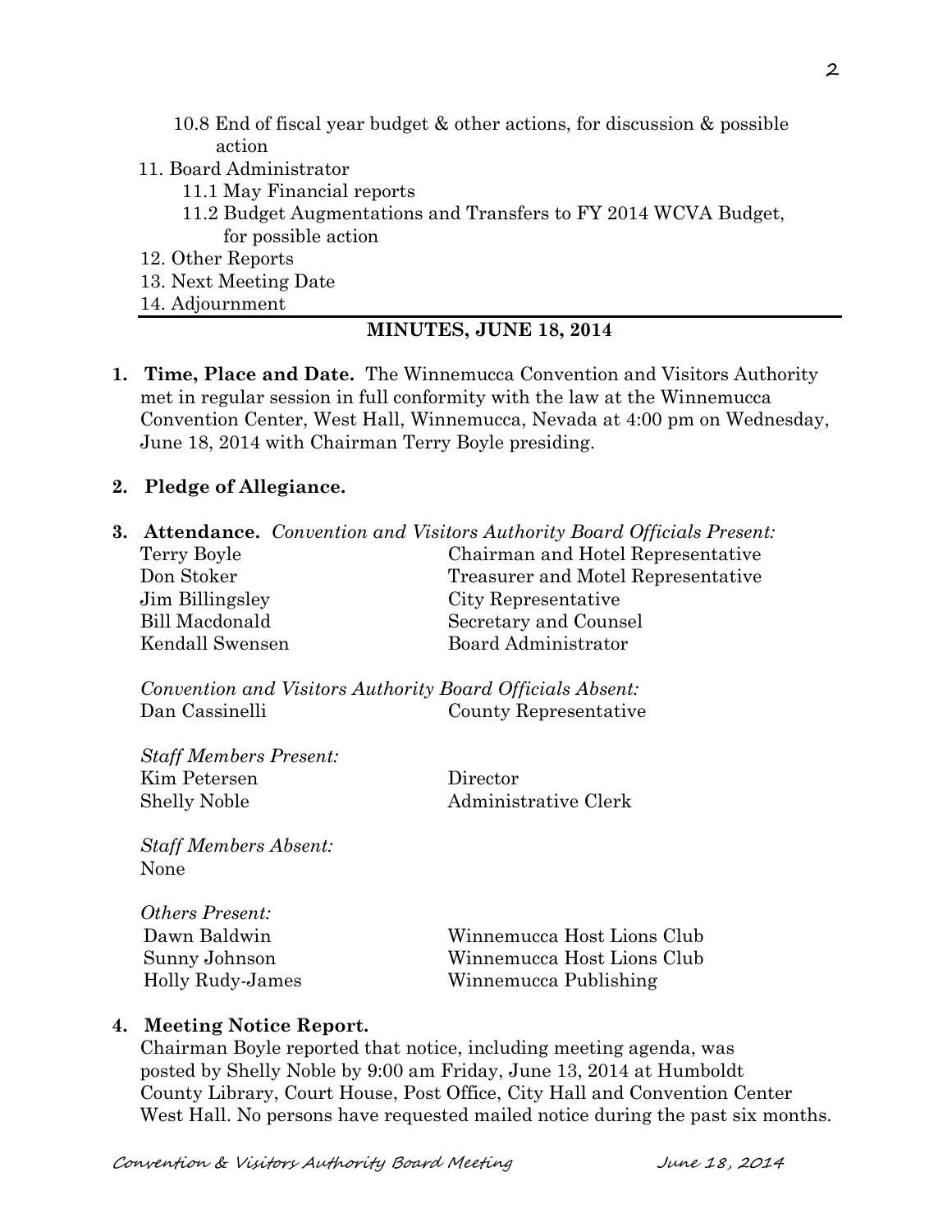10.8 End of fiscal year budget & other actions, for discussion & possible action

11. Board Administrator
    11.1 May Financial reports
    11.2 Budget Augmentations and Transfers to FY 2014 WCVA Budget, for possible action
12. Other Reports
13. Next Meeting Date
14. Adjournment

---

## MINUTES, JUNE 18, 2014

1. **Time, Place and Date.** The Winnemucca Convention and Visitors Authority met in regular session in full conformity with the law at the Winnemucca Convention Center, West Hall, Winnemucca, Nevada at 4:00 pm on Wednesday, June 18, 2014 with Chairman Terry Boyle presiding.

2. **Pledge of Allegiance.**

3. **Attendance.** *Convention and Visitors Authority Board Officials Present:*

| | |
|---|---|
| Terry Boyle | Chairman and Hotel Representative |
| Don Stoker | Treasurer and Motel Representative |
| Jim Billingsley | City Representative |
| Bill Macdonald | Secretary and Counsel |
| Kendall Swensen | Board Administrator |

*Convention and Visitors Authority Board Officials Absent:*

| | |
|---|---|
| Dan Cassinelli | County Representative |

*Staff Members Present:*

| | |
|---|---|
| Kim Petersen | Director |
| Shelly Noble | Administrative Clerk |

*Staff Members Absent:*
None

*Others Present:*

| | |
|---|---|
| Dawn Baldwin | Winnemucca Host Lions Club |
| Sunny Johnson | Winnemucca Host Lions Club |
| Holly Rudy-James | Winnemucca Publishing |

4. **Meeting Notice Report.**
Chairman Boyle reported that notice, including meeting agenda, was posted by Shelly Noble by 9:00 am Friday, June 13, 2014 at Humboldt County Library, Court House, Post Office, City Hall and Convention Center West Hall. No persons have requested mailed notice during the past six months.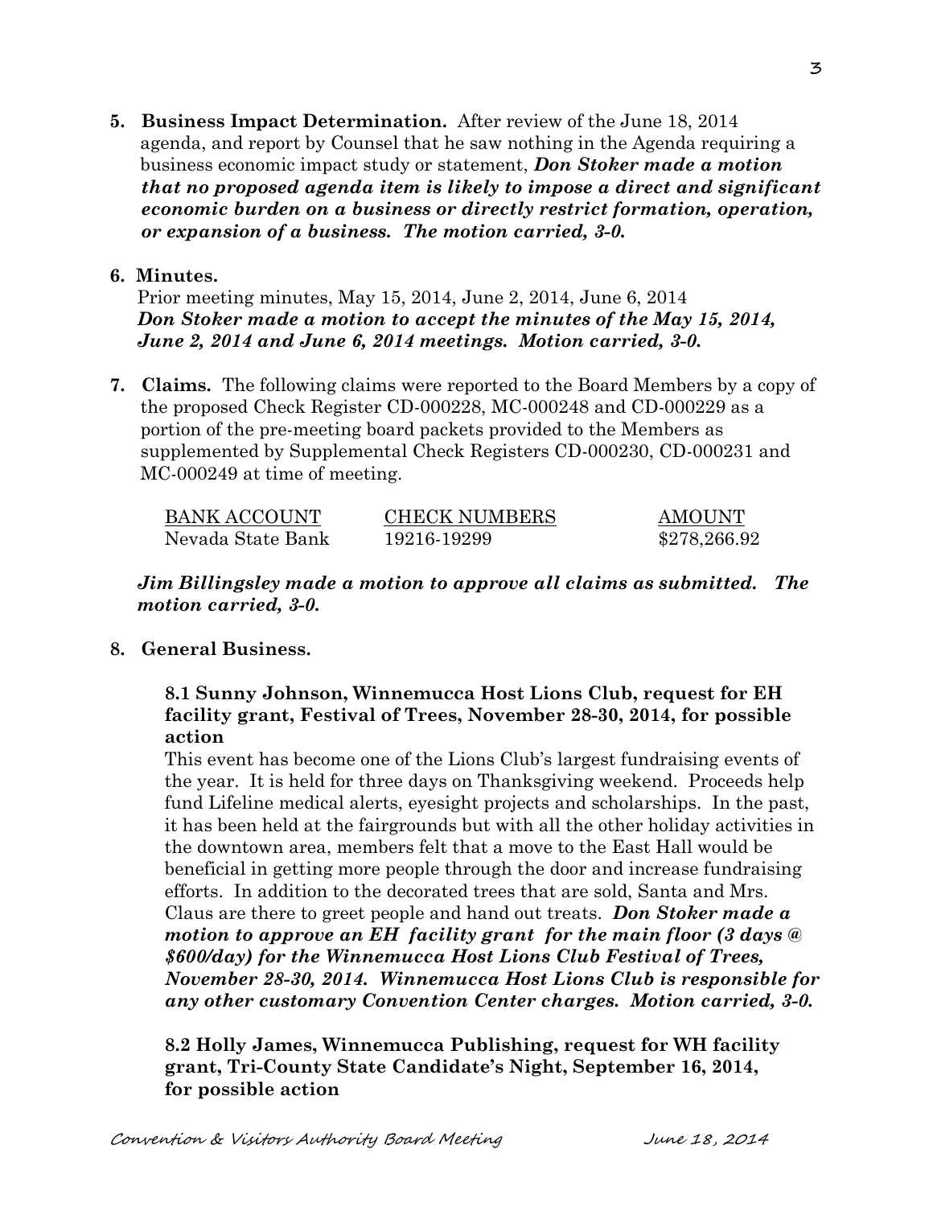**5. Business Impact Determination.** After review of the June 18, 2014 agenda, and report by Counsel that he saw nothing in the Agenda requiring a business economic impact study or statement, ***Don Stoker made a motion that no proposed agenda item is likely to impose a direct and significant economic burden on a business or directly restrict formation, operation, or expansion of a business. The motion carried, 3-0.***

**6. Minutes.**

Prior meeting minutes, May 15, 2014, June 2, 2014, June 6, 2014
***Don Stoker made a motion to accept the minutes of the May 15, 2014, June 2, 2014 and June 6, 2014 meetings. Motion carried, 3-0.***

**7. Claims.** The following claims were reported to the Board Members by a copy of the proposed Check Register CD-000228, MC-000248 and CD-000229 as a portion of the pre-meeting board packets provided to the Members as supplemented by Supplemental Check Registers CD-000230, CD-000231 and MC-000249 at time of meeting.

| BANK ACCOUNT | CHECK NUMBERS | AMOUNT |
|---|---|---|
| Nevada State Bank | 19216-19299 | $278,266.92 |

***Jim Billingsley made a motion to approve all claims as submitted. The motion carried, 3-0.***

**8. General Business.**

**8.1 Sunny Johnson, Winnemucca Host Lions Club, request for EH facility grant, Festival of Trees, November 28-30, 2014, for possible action**

This event has become one of the Lions Club's largest fundraising events of the year. It is held for three days on Thanksgiving weekend. Proceeds help fund Lifeline medical alerts, eyesight projects and scholarships. In the past, it has been held at the fairgrounds but with all the other holiday activities in the downtown area, members felt that a move to the East Hall would be beneficial in getting more people through the door and increase fundraising efforts. In addition to the decorated trees that are sold, Santa and Mrs. Claus are there to greet people and hand out treats. ***Don Stoker made a motion to approve an EH facility grant for the main floor (3 days @ $600/day) for the Winnemucca Host Lions Club Festival of Trees, November 28-30, 2014. Winnemucca Host Lions Club is responsible for any other customary Convention Center charges. Motion carried, 3-0.***

**8.2 Holly James, Winnemucca Publishing, request for WH facility grant, Tri-County State Candidate's Night, September 16, 2014, for possible action**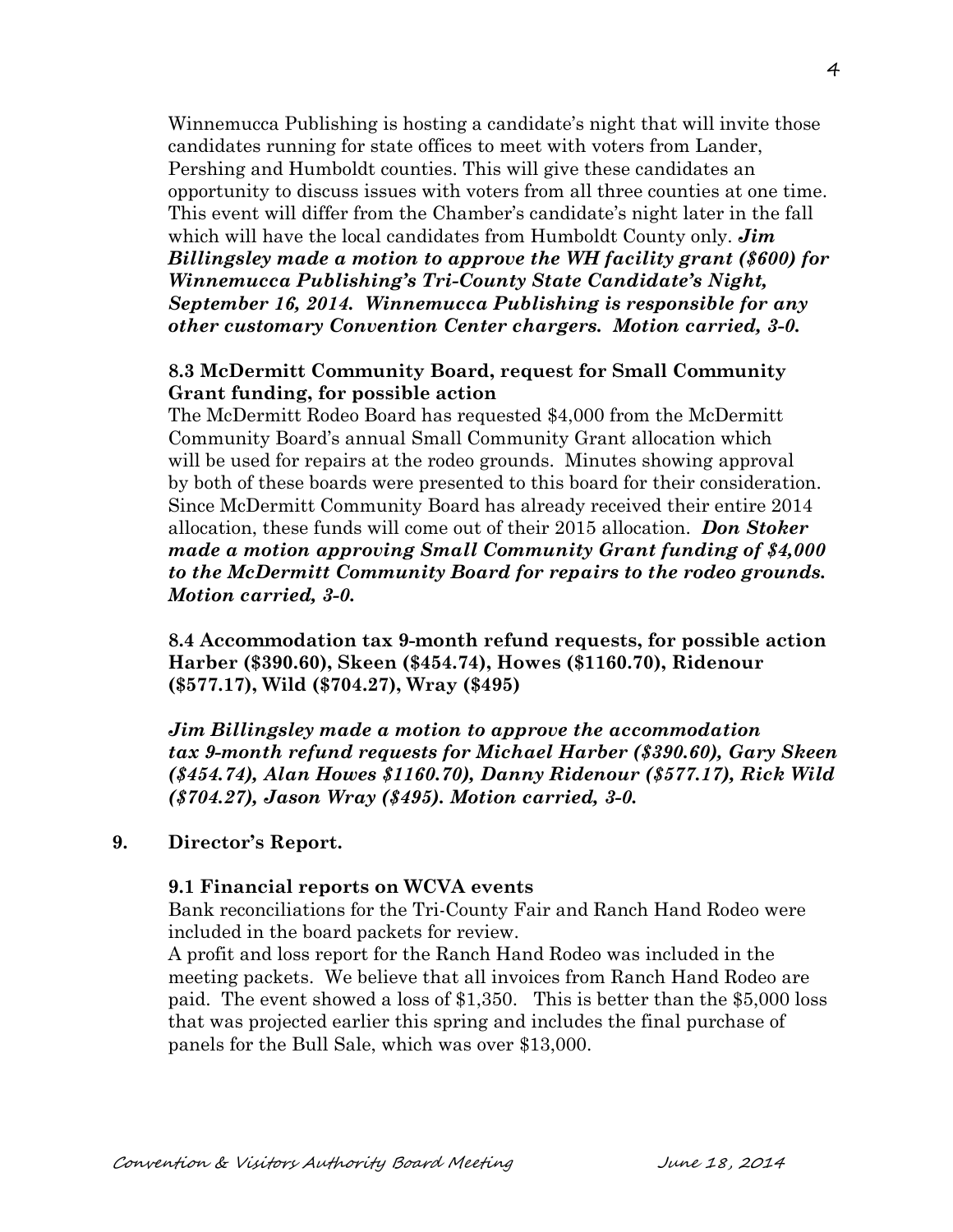Winnemucca Publishing is hosting a candidate's night that will invite those candidates running for state offices to meet with voters from Lander, Pershing and Humboldt counties. This will give these candidates an opportunity to discuss issues with voters from all three counties at one time. This event will differ from the Chamber's candidate's night later in the fall which will have the local candidates from Humboldt County only. ***Jim Billingsley made a motion to approve the WH facility grant ($600) for Winnemucca Publishing's Tri-County State Candidate's Night, September 16, 2014. Winnemucca Publishing is responsible for any other customary Convention Center chargers. Motion carried, 3-0.***

**8.3 McDermitt Community Board, request for Small Community Grant funding, for possible action**

The McDermitt Rodeo Board has requested $4,000 from the McDermitt Community Board's annual Small Community Grant allocation which will be used for repairs at the rodeo grounds. Minutes showing approval by both of these boards were presented to this board for their consideration. Since McDermitt Community Board has already received their entire 2014 allocation, these funds will come out of their 2015 allocation. ***Don Stoker made a motion approving Small Community Grant funding of $4,000 to the McDermitt Community Board for repairs to the rodeo grounds. Motion carried, 3-0.***

**8.4 Accommodation tax 9-month refund requests, for possible action Harber ($390.60), Skeen ($454.74), Howes ($1160.70), Ridenour ($577.17), Wild ($704.27), Wray ($495)**

***Jim Billingsley made a motion to approve the accommodation tax 9-month refund requests for Michael Harber ($390.60), Gary Skeen ($454.74), Alan Howes $1160.70), Danny Ridenour ($577.17), Rick Wild ($704.27), Jason Wray ($495). Motion carried, 3-0.***

**9. Director's Report.**

**9.1 Financial reports on WCVA events**

Bank reconciliations for the Tri-County Fair and Ranch Hand Rodeo were included in the board packets for review.

A profit and loss report for the Ranch Hand Rodeo was included in the meeting packets. We believe that all invoices from Ranch Hand Rodeo are paid. The event showed a loss of $1,350. This is better than the $5,000 loss that was projected earlier this spring and includes the final purchase of panels for the Bull Sale, which was over $13,000.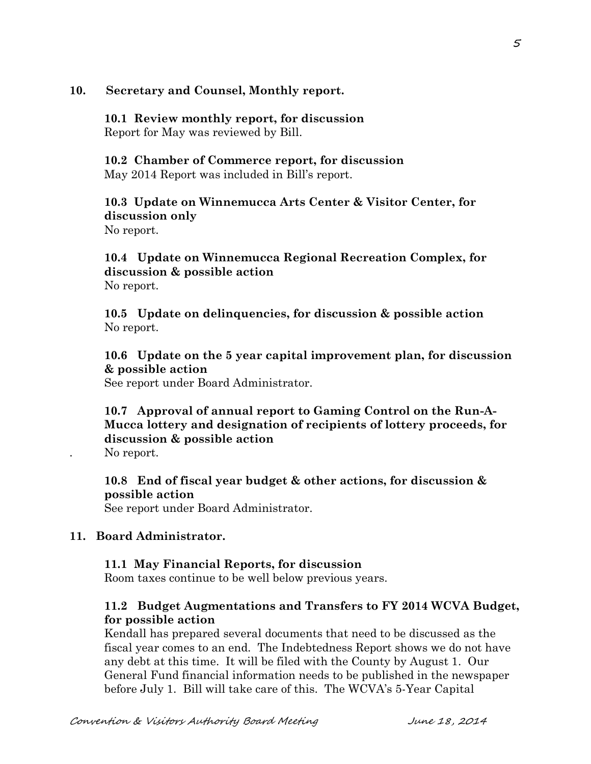## 10. Secretary and Counsel, Monthly report.

**10.1 Review monthly report, for discussion**
Report for May was reviewed by Bill.

**10.2 Chamber of Commerce report, for discussion**
May 2014 Report was included in Bill's report.

**10.3 Update on Winnemucca Arts Center & Visitor Center, for discussion only**
No report.

**10.4 Update on Winnemucca Regional Recreation Complex, for discussion & possible action**
No report.

**10.5 Update on delinquencies, for discussion & possible action**
No report.

**10.6 Update on the 5 year capital improvement plan, for discussion & possible action**
See report under Board Administrator.

**10.7 Approval of annual report to Gaming Control on the Run-A-Mucca lottery and designation of recipients of lottery proceeds, for discussion & possible action**
. No report.

**10.8 End of fiscal year budget & other actions, for discussion & possible action**
See report under Board Administrator.

## 11. Board Administrator.

**11.1 May Financial Reports, for discussion**
Room taxes continue to be well below previous years.

**11.2 Budget Augmentations and Transfers to FY 2014 WCVA Budget, for possible action**
Kendall has prepared several documents that need to be discussed as the fiscal year comes to an end. The Indebtedness Report shows we do not have any debt at this time. It will be filed with the County by August 1. Our General Fund financial information needs to be published in the newspaper before July 1. Bill will take care of this. The WCVA's 5-Year Capital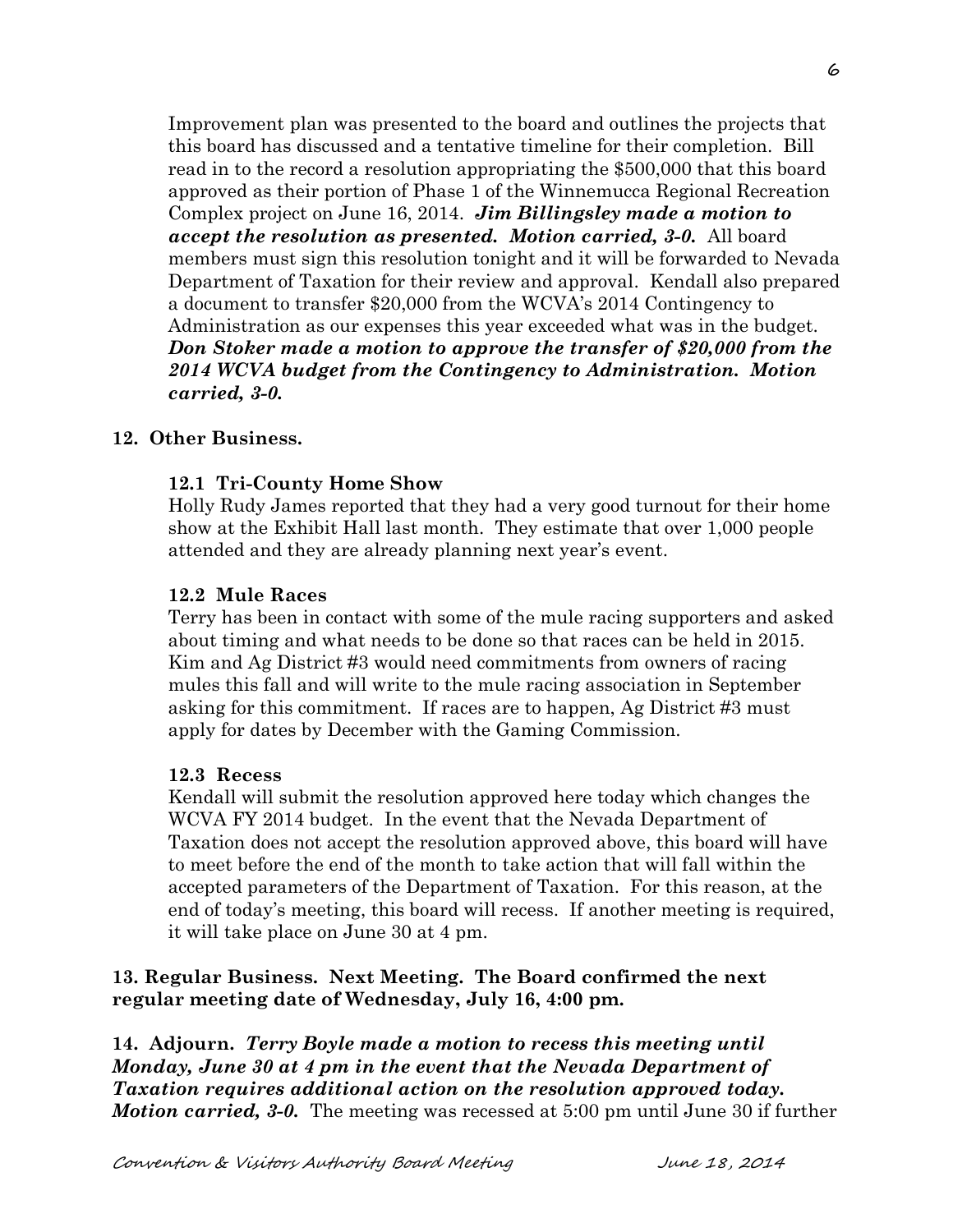Improvement plan was presented to the board and outlines the projects that this board has discussed and a tentative timeline for their completion. Bill read in to the record a resolution appropriating the $500,000 that this board approved as their portion of Phase 1 of the Winnemucca Regional Recreation Complex project on June 16, 2014. ***Jim Billingsley made a motion to accept the resolution as presented. Motion carried, 3-0.*** All board members must sign this resolution tonight and it will be forwarded to Nevada Department of Taxation for their review and approval. Kendall also prepared a document to transfer $20,000 from the WCVA's 2014 Contingency to Administration as our expenses this year exceeded what was in the budget. ***Don Stoker made a motion to approve the transfer of $20,000 from the 2014 WCVA budget from the Contingency to Administration. Motion carried, 3-0.***

**12. Other Business.**

**12.1 Tri-County Home Show**

Holly Rudy James reported that they had a very good turnout for their home show at the Exhibit Hall last month. They estimate that over 1,000 people attended and they are already planning next year's event.

**12.2 Mule Races**

Terry has been in contact with some of the mule racing supporters and asked about timing and what needs to be done so that races can be held in 2015. Kim and Ag District #3 would need commitments from owners of racing mules this fall and will write to the mule racing association in September asking for this commitment. If races are to happen, Ag District #3 must apply for dates by December with the Gaming Commission.

**12.3 Recess**

Kendall will submit the resolution approved here today which changes the WCVA FY 2014 budget. In the event that the Nevada Department of Taxation does not accept the resolution approved above, this board will have to meet before the end of the month to take action that will fall within the accepted parameters of the Department of Taxation. For this reason, at the end of today's meeting, this board will recess. If another meeting is required, it will take place on June 30 at 4 pm.

**13. Regular Business. Next Meeting. The Board confirmed the next regular meeting date of Wednesday, July 16, 4:00 pm.**

**14. Adjourn.** ***Terry Boyle made a motion to recess this meeting until Monday, June 30 at 4 pm in the event that the Nevada Department of Taxation requires additional action on the resolution approved today. Motion carried, 3-0.*** The meeting was recessed at 5:00 pm until June 30 if further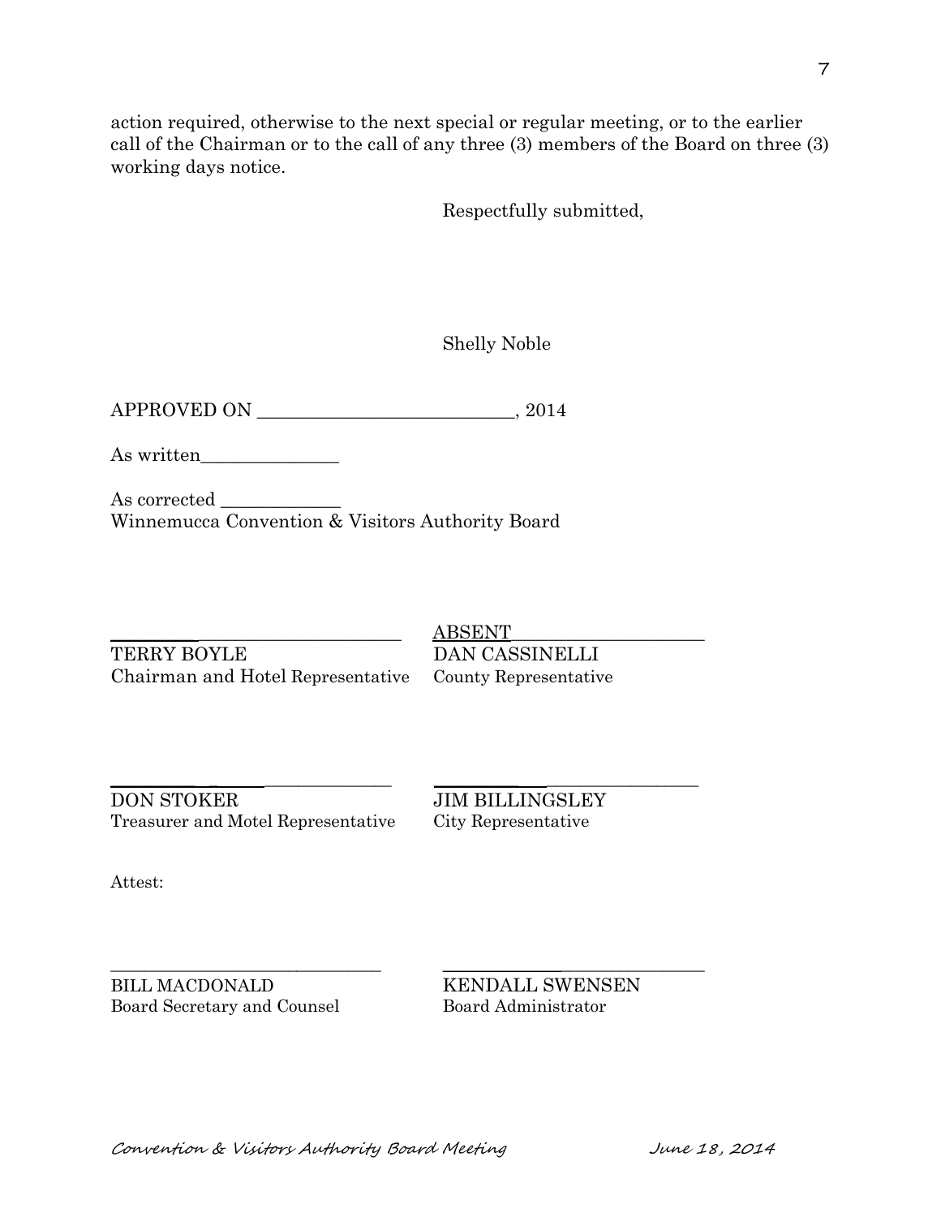action required, otherwise to the next special or regular meeting, or to the earlier call of the Chairman or to the call of any three (3) members of the Board on three (3) working days notice.

Respectfully submitted,

Shelly Noble

APPROVED ON ____________________________, 2014

As written_______________

As corrected _____________
Winnemucca Convention & Visitors Authority Board

| | |
|---|---|
| ______________________________ | ABSENT______________________ |
| TERRY BOYLE<br>Chairman and Hotel Representative | DAN CASSINELLI<br>County Representative |
| ______________________________ | ______________________________ |
| DON STOKER<br>Treasurer and Motel Representative | JIM BILLINGSLEY<br>City Representative |

Attest:

| | |
|---|---|
| ______________________________ | ______________________________ |
| BILL MACDONALD<br>Board Secretary and Counsel | KENDALL SWENSEN<br>Board Administrator |